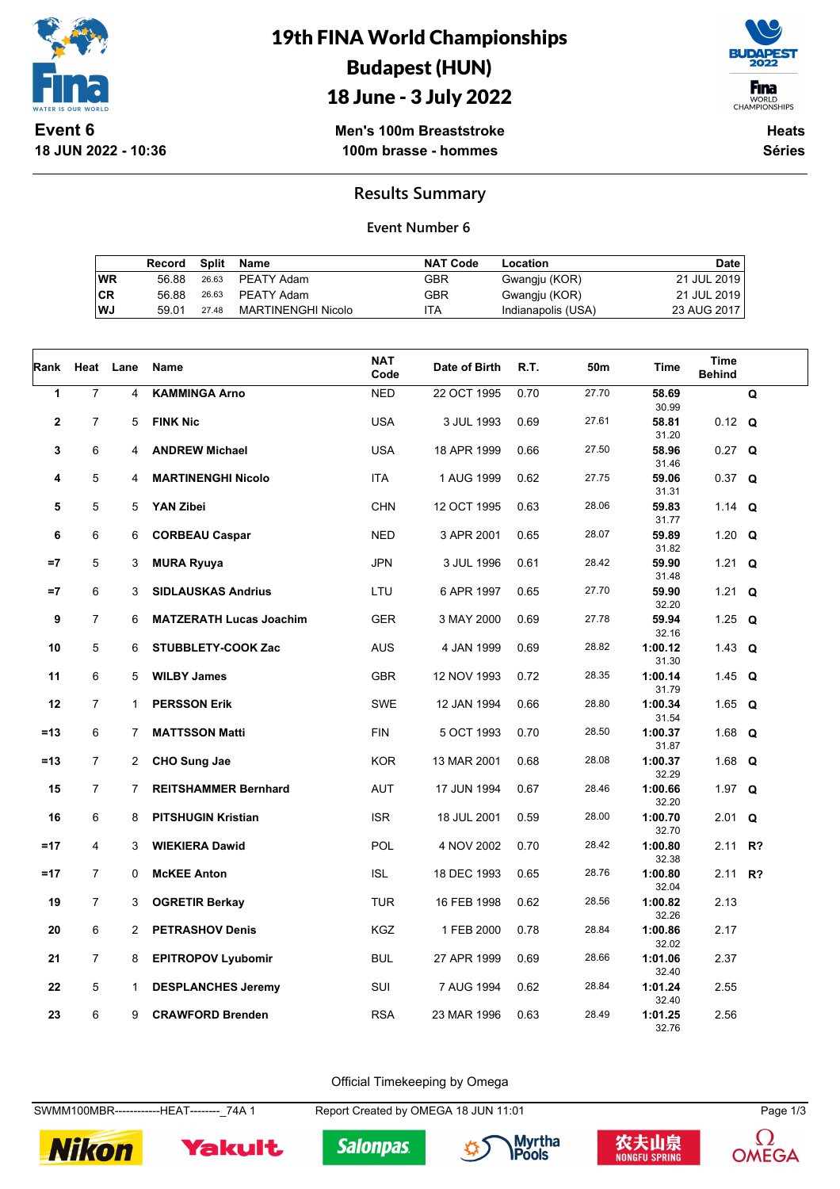# 19th FINA World Championships
# Budapest (HUN)
# 18 June - 3 July 2022

**Event 6**
**18 JUN 2022 - 10:36**

**Men's 100m Breaststroke**
**100m brasse - hommes**

**Heats**
**Séries**

## Results Summary

### Event Number 6

| | Record | Split | Name | NAT Code | Location | Date |
|---|---|---|---|---|---|---|
| **WR** | 56.88 | 26.63 | PEATY Adam | GBR | Gwangju (KOR) | 21 JUL 2019 |
| **CR** | 56.88 | 26.63 | PEATY Adam | GBR | Gwangju (KOR) | 21 JUL 2019 |
| **WJ** | 59.01 | 27.48 | MARTINENGHI Nicolo | ITA | Indianapolis (USA) | 23 AUG 2017 |

| Rank | Heat | Lane | Name | NAT Code | Date of Birth | R.T. | 50m | Time | Time Behind | |
|---|---|---|---|---|---|---|---|---|---|---|
| 1 | 7 | 4 | **KAMMINGA Arno** | NED | 22 OCT 1995 | 0.70 | 27.70 | **58.69** 30.99 | | **Q** |
| 2 | 7 | 5 | **FINK Nic** | USA | 3 JUL 1993 | 0.69 | 27.61 | **58.81** 31.20 | 0.12 | **Q** |
| 3 | 6 | 4 | **ANDREW Michael** | USA | 18 APR 1999 | 0.66 | 27.50 | **58.96** 31.46 | 0.27 | **Q** |
| 4 | 5 | 4 | **MARTINENGHI Nicolo** | ITA | 1 AUG 1999 | 0.62 | 27.75 | **59.06** 31.31 | 0.37 | **Q** |
| 5 | 5 | 5 | **YAN Zibei** | CHN | 12 OCT 1995 | 0.63 | 28.06 | **59.83** 31.77 | 1.14 | **Q** |
| 6 | 6 | 6 | **CORBEAU Caspar** | NED | 3 APR 2001 | 0.65 | 28.07 | **59.89** 31.82 | 1.20 | **Q** |
| =7 | 5 | 3 | **MURA Ryuya** | JPN | 3 JUL 1996 | 0.61 | 28.42 | **59.90** 31.48 | 1.21 | **Q** |
| =7 | 6 | 3 | **SIDLAUSKAS Andrius** | LTU | 6 APR 1997 | 0.65 | 27.70 | **59.90** 32.20 | 1.21 | **Q** |
| 9 | 7 | 6 | **MATZERATH Lucas Joachim** | GER | 3 MAY 2000 | 0.69 | 27.78 | **59.94** 32.16 | 1.25 | **Q** |
| 10 | 5 | 6 | **STUBBLETY-COOK Zac** | AUS | 4 JAN 1999 | 0.69 | 28.82 | **1:00.12** 31.30 | 1.43 | **Q** |
| 11 | 6 | 5 | **WILBY James** | GBR | 12 NOV 1993 | 0.72 | 28.35 | **1:00.14** 31.79 | 1.45 | **Q** |
| 12 | 7 | 1 | **PERSSON Erik** | SWE | 12 JAN 1994 | 0.66 | 28.80 | **1:00.34** 31.54 | 1.65 | **Q** |
| =13 | 6 | 7 | **MATTSSON Matti** | FIN | 5 OCT 1993 | 0.70 | 28.50 | **1:00.37** 31.87 | 1.68 | **Q** |
| =13 | 7 | 2 | **CHO Sung Jae** | KOR | 13 MAR 2001 | 0.68 | 28.08 | **1:00.37** 32.29 | 1.68 | **Q** |
| 15 | 7 | 7 | **REITSHAMMER Bernhard** | AUT | 17 JUN 1994 | 0.67 | 28.46 | **1:00.66** 32.20 | 1.97 | **Q** |
| 16 | 6 | 8 | **PITSHUGIN Kristian** | ISR | 18 JUL 2001 | 0.59 | 28.00 | **1:00.70** 32.70 | 2.01 | **Q** |
| =17 | 4 | 3 | **WIEKIERA Dawid** | POL | 4 NOV 2002 | 0.70 | 28.42 | **1:00.80** 32.38 | 2.11 | **R?** |
| =17 | 7 | 0 | **McKEE Anton** | ISL | 18 DEC 1993 | 0.65 | 28.76 | **1:00.80** 32.04 | 2.11 | **R?** |
| 19 | 7 | 3 | **OGRETIR Berkay** | TUR | 16 FEB 1998 | 0.62 | 28.56 | **1:00.82** 32.26 | 2.13 | |
| 20 | 6 | 2 | **PETRASHOV Denis** | KGZ | 1 FEB 2000 | 0.78 | 28.84 | **1:00.86** 32.02 | 2.17 | |
| 21 | 7 | 8 | **EPITROPOV Lyubomir** | BUL | 27 APR 1999 | 0.69 | 28.66 | **1:01.06** 32.40 | 2.37 | |
| 22 | 5 | 1 | **DESPLANCHES Jeremy** | SUI | 7 AUG 1994 | 0.62 | 28.84 | **1:01.24** 32.40 | 2.55 | |
| 23 | 6 | 9 | **CRAWFORD Brenden** | RSA | 23 MAR 1996 | 0.63 | 28.49 | **1:01.25** 32.76 | 2.56 | |

Official Timekeeping by Omega

SWMM100MBR------------HEAT--------_74A 1 Report Created by OMEGA 18 JUN 11:01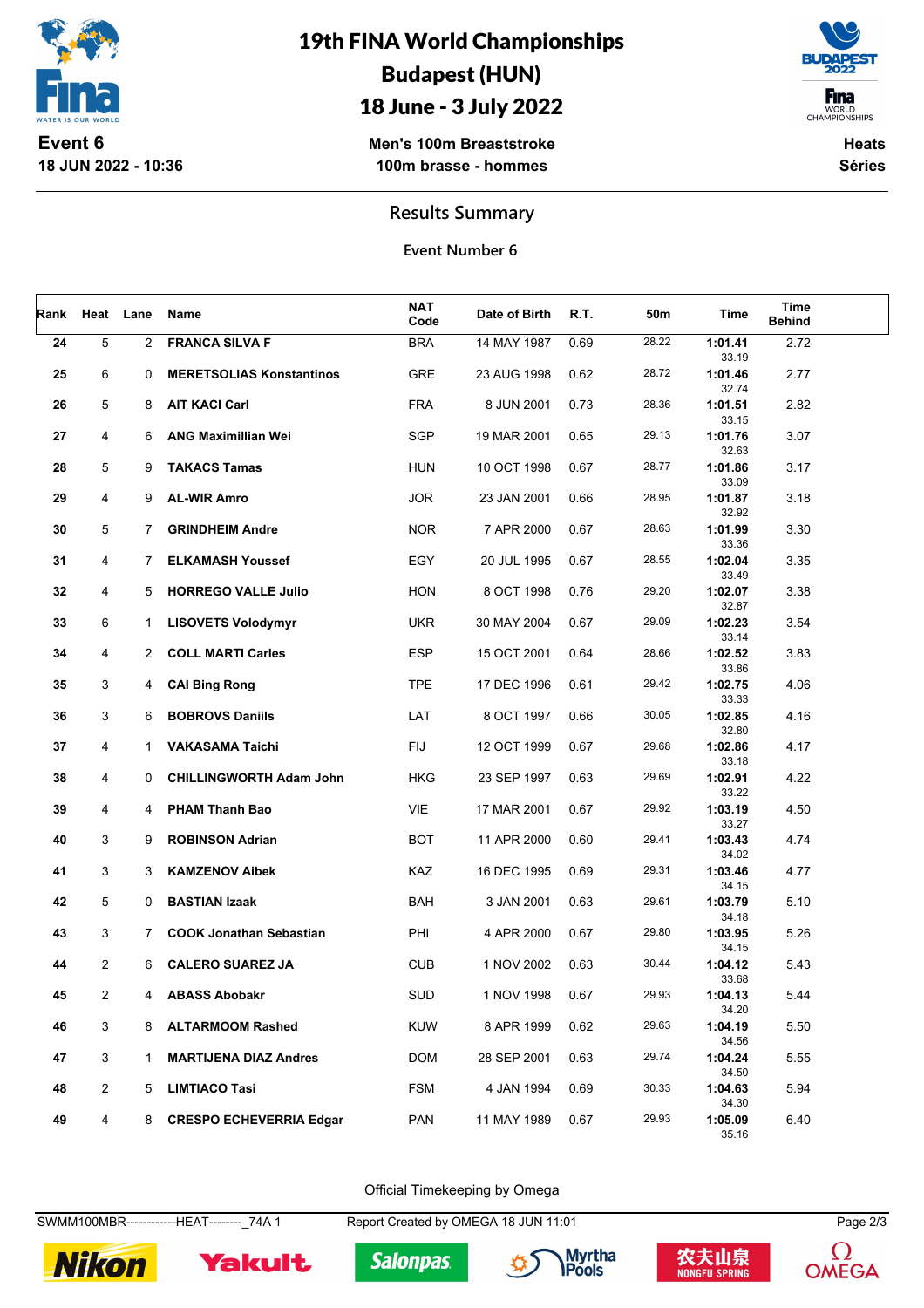# 19th FINA World Championships
## Budapest (HUN)
## 18 June - 3 July 2022

**Event 6**
**18 JUN 2022 - 10:36**

**Men's 100m Breaststroke**
**100m brasse - hommes**

**Heats**
**Séries**

## Results Summary

**Event Number 6**

| Rank | Heat | Lane | Name | NAT Code | Date of Birth | R.T. | 50m | Time | Time Behind |
|---|---|---|---|---|---|---|---|---|---|
| 24 | 5 | 2 | **FRANCA SILVA F** | BRA | 14 MAY 1987 | 0.69 | 28.22 | **1:01.41** 33.19 | 2.72 |
| 25 | 6 | 0 | **MERETSOLIAS Konstantinos** | GRE | 23 AUG 1998 | 0.62 | 28.72 | **1:01.46** 32.74 | 2.77 |
| 26 | 5 | 8 | **AIT KACI Carl** | FRA | 8 JUN 2001 | 0.73 | 28.36 | **1:01.51** 33.15 | 2.82 |
| 27 | 4 | 6 | **ANG Maximillian Wei** | SGP | 19 MAR 2001 | 0.65 | 29.13 | **1:01.76** 32.63 | 3.07 |
| 28 | 5 | 9 | **TAKACS Tamas** | HUN | 10 OCT 1998 | 0.67 | 28.77 | **1:01.86** 33.09 | 3.17 |
| 29 | 4 | 9 | **AL-WIR Amro** | JOR | 23 JAN 2001 | 0.66 | 28.95 | **1:01.87** 32.92 | 3.18 |
| 30 | 5 | 7 | **GRINDHEIM Andre** | NOR | 7 APR 2000 | 0.67 | 28.63 | **1:01.99** 33.36 | 3.30 |
| 31 | 4 | 7 | **ELKAMASH Youssef** | EGY | 20 JUL 1995 | 0.67 | 28.55 | **1:02.04** 33.49 | 3.35 |
| 32 | 4 | 5 | **HORREGO VALLE Julio** | HON | 8 OCT 1998 | 0.76 | 29.20 | **1:02.07** 32.87 | 3.38 |
| 33 | 6 | 1 | **LISOVETS Volodymyr** | UKR | 30 MAY 2004 | 0.67 | 29.09 | **1:02.23** 33.14 | 3.54 |
| 34 | 4 | 2 | **COLL MARTI Carles** | ESP | 15 OCT 2001 | 0.64 | 28.66 | **1:02.52** 33.86 | 3.83 |
| 35 | 3 | 4 | **CAI Bing Rong** | TPE | 17 DEC 1996 | 0.61 | 29.42 | **1:02.75** 33.33 | 4.06 |
| 36 | 3 | 6 | **BOBROVS Daniils** | LAT | 8 OCT 1997 | 0.66 | 30.05 | **1:02.85** 32.80 | 4.16 |
| 37 | 4 | 1 | **VAKASAMA Taichi** | FIJ | 12 OCT 1999 | 0.67 | 29.68 | **1:02.86** 33.18 | 4.17 |
| 38 | 4 | 0 | **CHILLINGWORTH Adam John** | HKG | 23 SEP 1997 | 0.63 | 29.69 | **1:02.91** 33.22 | 4.22 |
| 39 | 4 | 4 | **PHAM Thanh Bao** | VIE | 17 MAR 2001 | 0.67 | 29.92 | **1:03.19** 33.27 | 4.50 |
| 40 | 3 | 9 | **ROBINSON Adrian** | BOT | 11 APR 2000 | 0.60 | 29.41 | **1:03.43** 34.02 | 4.74 |
| 41 | 3 | 3 | **KAMZENOV Aibek** | KAZ | 16 DEC 1995 | 0.69 | 29.31 | **1:03.46** 34.15 | 4.77 |
| 42 | 5 | 0 | **BASTIAN Izaak** | BAH | 3 JAN 2001 | 0.63 | 29.61 | **1:03.79** 34.18 | 5.10 |
| 43 | 3 | 7 | **COOK Jonathan Sebastian** | PHI | 4 APR 2000 | 0.67 | 29.80 | **1:03.95** 34.15 | 5.26 |
| 44 | 2 | 6 | **CALERO SUAREZ JA** | CUB | 1 NOV 2002 | 0.63 | 30.44 | **1:04.12** 33.68 | 5.43 |
| 45 | 2 | 4 | **ABASS Abobakr** | SUD | 1 NOV 1998 | 0.67 | 29.93 | **1:04.13** 34.20 | 5.44 |
| 46 | 3 | 8 | **ALTARMOOM Rashed** | KUW | 8 APR 1999 | 0.62 | 29.63 | **1:04.19** 34.56 | 5.50 |
| 47 | 3 | 1 | **MARTIJENA DIAZ Andres** | DOM | 28 SEP 2001 | 0.63 | 29.74 | **1:04.24** 34.50 | 5.55 |
| 48 | 2 | 5 | **LIMTIACO Tasi** | FSM | 4 JAN 1994 | 0.69 | 30.33 | **1:04.63** 34.30 | 5.94 |
| 49 | 4 | 8 | **CRESPO ECHEVERRIA Edgar** | PAN | 11 MAY 1989 | 0.67 | 29.93 | **1:05.09** 35.16 | 6.40 |

Official Timekeeping by Omega

SWMM100MBR------------HEAT--------_74A 1 Report Created by OMEGA 18 JUN 11:01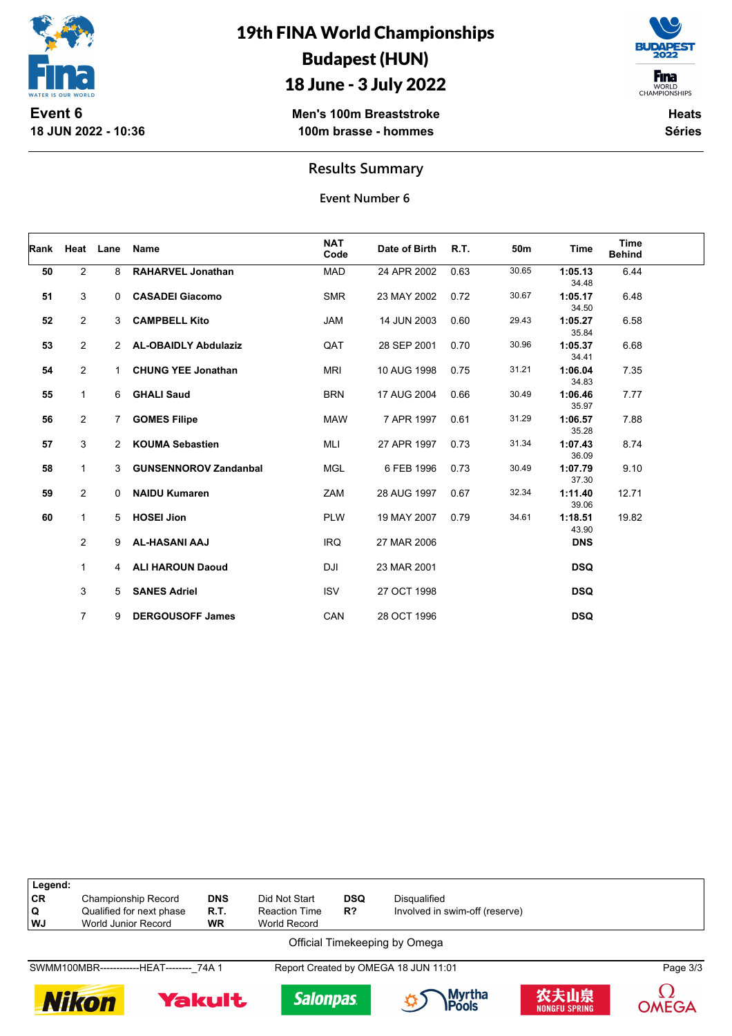# 19th FINA World Championships
# Budapest (HUN)
# 18 June - 3 July 2022

**Event 6**
**18 JUN 2022 - 10:36**

**Men's 100m Breaststroke**
**100m brasse - hommes**

**Heats**
**Séries**

## Results Summary

### Event Number 6

| Rank | Heat | Lane | Name | NAT Code | Date of Birth | R.T. | 50m | Time | Time Behind |
|---|---|---|---|---|---|---|---|---|---|
| 50 | 2 | 8 | **RAHARVEL Jonathan** | MAD | 24 APR 2002 | 0.63 | 30.65 | **1:05.13** 34.48 | 6.44 |
| 51 | 3 | 0 | **CASADEI Giacomo** | SMR | 23 MAY 2002 | 0.72 | 30.67 | **1:05.17** 34.50 | 6.48 |
| 52 | 2 | 3 | **CAMPBELL Kito** | JAM | 14 JUN 2003 | 0.60 | 29.43 | **1:05.27** 35.84 | 6.58 |
| 53 | 2 | 2 | **AL-OBAIDLY Abdulaziz** | QAT | 28 SEP 2001 | 0.70 | 30.96 | **1:05.37** 34.41 | 6.68 |
| 54 | 2 | 1 | **CHUNG YEE Jonathan** | MRI | 10 AUG 1998 | 0.75 | 31.21 | **1:06.04** 34.83 | 7.35 |
| 55 | 1 | 6 | **GHALI Saud** | BRN | 17 AUG 2004 | 0.66 | 30.49 | **1:06.46** 35.97 | 7.77 |
| 56 | 2 | 7 | **GOMES Filipe** | MAW | 7 APR 1997 | 0.61 | 31.29 | **1:06.57** 35.28 | 7.88 |
| 57 | 3 | 2 | **KOUMA Sebastien** | MLI | 27 APR 1997 | 0.73 | 31.34 | **1:07.43** 36.09 | 8.74 |
| 58 | 1 | 3 | **GUNSENNOROV Zandanbal** | MGL | 6 FEB 1996 | 0.73 | 30.49 | **1:07.79** 37.30 | 9.10 |
| 59 | 2 | 0 | **NAIDU Kumaren** | ZAM | 28 AUG 1997 | 0.67 | 32.34 | **1:11.40** 39.06 | 12.71 |
| 60 | 1 | 5 | **HOSEI Jion** | PLW | 19 MAY 2007 | 0.79 | 34.61 | **1:18.51** 43.90 | 19.82 |
| | 2 | 9 | **AL-HASANI AAJ** | IRQ | 27 MAR 2006 | | | **DNS** | |
| | 1 | 4 | **ALI HAROUN Daoud** | DJI | 23 MAR 2001 | | | **DSQ** | |
| | 3 | 5 | **SANES Adriel** | ISV | 27 OCT 1998 | | | **DSQ** | |
| | 7 | 9 | **DERGOUSOFF James** | CAN | 28 OCT 1996 | | | **DSQ** | |

**Legend:**

| | | | | | |
|---|---|---|---|---|---|
| **CR** | Championship Record | **DNS** | Did Not Start | **DSQ** | Disqualified |
| **Q** | Qualified for next phase | **R.T.** | Reaction Time | **R?** | Involved in swim-off (reserve) |
| **WJ** | World Junior Record | **WR** | World Record | | |

Official Timekeeping by Omega

SWMM100MBR------------HEAT--------_74A 1 Report Created by OMEGA 18 JUN 11:01